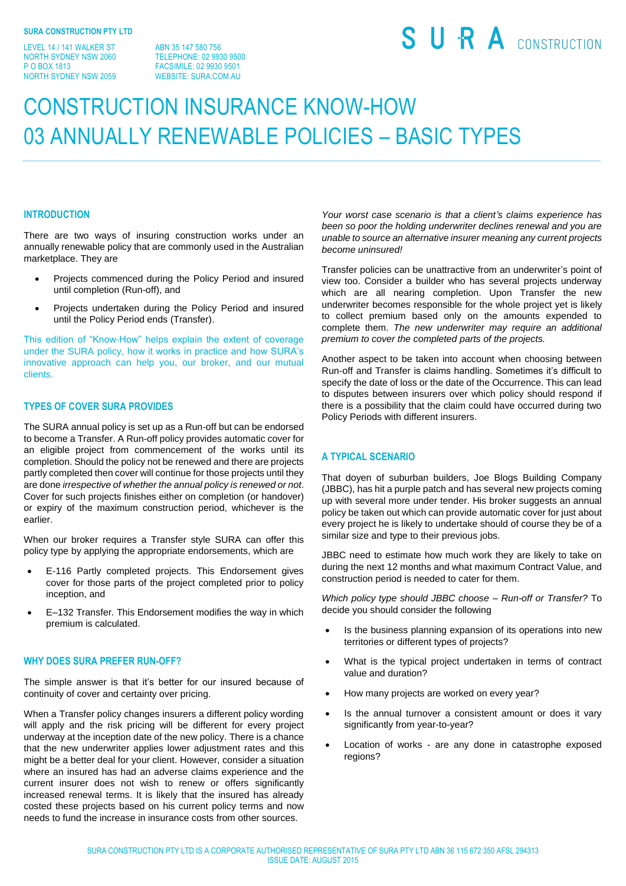**SURA CONSTRUCTION PTY LTD**

LEVEL 14 / 141 WALKER ST
NORTH SYDNEY NSW 2060
P O BOX 1813
NORTH SYDNEY NSW 2059

ABN 35 147 580 756
TELEPHONE: 02 9930 9500
FACSIMILE: 02 9930 9501
WEBSITE: SURA.COM.AU

SURA CONSTRUCTION

# CONSTRUCTION INSURANCE KNOW-HOW
# 03 ANNUALLY RENEWABLE POLICIES – BASIC TYPES

## INTRODUCTION

There are two ways of insuring construction works under an annually renewable policy that are commonly used in the Australian marketplace. They are

- Projects commenced during the Policy Period and insured until completion (Run-off), and
- Projects undertaken during the Policy Period and insured until the Policy Period ends (Transfer).

This edition of "Know-How" helps explain the extent of coverage under the SURA policy, how it works in practice and how SURA's innovative approach can help you, our broker, and our mutual clients.

## TYPES OF COVER SURA PROVIDES

The SURA annual policy is set up as a Run-off but can be endorsed to become a Transfer. A Run-off policy provides automatic cover for an eligible project from commencement of the works until its completion. Should the policy not be renewed and there are projects partly completed then cover will continue for those projects until they are done *irrespective of whether the annual policy is renewed or not*. Cover for such projects finishes either on completion (or handover) or expiry of the maximum construction period, whichever is the earlier.

When our broker requires a Transfer style SURA can offer this policy type by applying the appropriate endorsements, which are

- E-116 Partly completed projects. This Endorsement gives cover for those parts of the project completed prior to policy inception, and
- E–132 Transfer. This Endorsement modifies the way in which premium is calculated.

## WHY DOES SURA PREFER RUN-OFF?

The simple answer is that it's better for our insured because of continuity of cover and certainty over pricing.

When a Transfer policy changes insurers a different policy wording will apply and the risk pricing will be different for every project underway at the inception date of the new policy. There is a chance that the new underwriter applies lower adjustment rates and this might be a better deal for your client. However, consider a situation where an insured has had an adverse claims experience and the current insurer does not wish to renew or offers significantly increased renewal terms. It is likely that the insured has already costed these projects based on his current policy terms and now needs to fund the increase in insurance costs from other sources.

*Your worst case scenario is that a client's claims experience has been so poor the holding underwriter declines renewal and you are unable to source an alternative insurer meaning any current projects become uninsured!*

Transfer policies can be unattractive from an underwriter's point of view too. Consider a builder who has several projects underway which are all nearing completion. Upon Transfer the new underwriter becomes responsible for the whole project yet is likely to collect premium based only on the amounts expended to complete them. *The new underwriter may require an additional premium to cover the completed parts of the projects.*

Another aspect to be taken into account when choosing between Run-off and Transfer is claims handling. Sometimes it's difficult to specify the date of loss or the date of the Occurrence. This can lead to disputes between insurers over which policy should respond if there is a possibility that the claim could have occurred during two Policy Periods with different insurers.

## A TYPICAL SCENARIO

That doyen of suburban builders, Joe Blogs Building Company (JBBC), has hit a purple patch and has several new projects coming up with several more under tender. His broker suggests an annual policy be taken out which can provide automatic cover for just about every project he is likely to undertake should of course they be of a similar size and type to their previous jobs.

JBBC need to estimate how much work they are likely to take on during the next 12 months and what maximum Contract Value, and construction period is needed to cater for them.

*Which policy type should JBBC choose – Run-off or Transfer?* To decide you should consider the following

- Is the business planning expansion of its operations into new territories or different types of projects?
- What is the typical project undertaken in terms of contract value and duration?
- How many projects are worked on every year?
- Is the annual turnover a consistent amount or does it vary significantly from year-to-year?
- Location of works - are any done in catastrophe exposed regions?

SURA CONSTRUCTION PTY LTD IS A CORPORATE AUTHORISED REPRESENTATIVE OF SURA PTY LTD ABN 36 115 672 350 AFSL 294313
ISSUE DATE: AUGUST 2015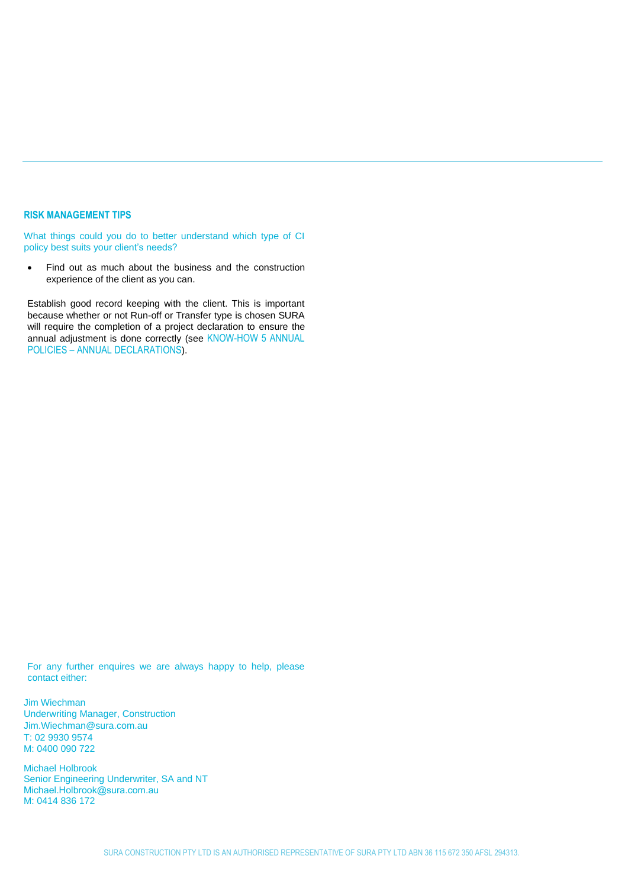## RISK MANAGEMENT TIPS

What things could you do to better understand which type of CI policy best suits your client's needs?

- Find out as much about the business and the construction experience of the client as you can.

Establish good record keeping with the client. This is important because whether or not Run-off or Transfer type is chosen SURA will require the completion of a project declaration to ensure the annual adjustment is done correctly (see KNOW-HOW 5 ANNUAL POLICIES – ANNUAL DECLARATIONS).

For any further enquires we are always happy to help, please contact either:

Jim Wiechman
Underwriting Manager, Construction
Jim.Wiechman@sura.com.au
T: 02 9930 9574
M: 0400 090 722

Michael Holbrook
Senior Engineering Underwriter, SA and NT
Michael.Holbrook@sura.com.au
M: 0414 836 172

SURA CONSTRUCTION PTY LTD IS AN AUTHORISED REPRESENTATIVE OF SURA PTY LTD ABN 36 115 672 350 AFSL 294313.